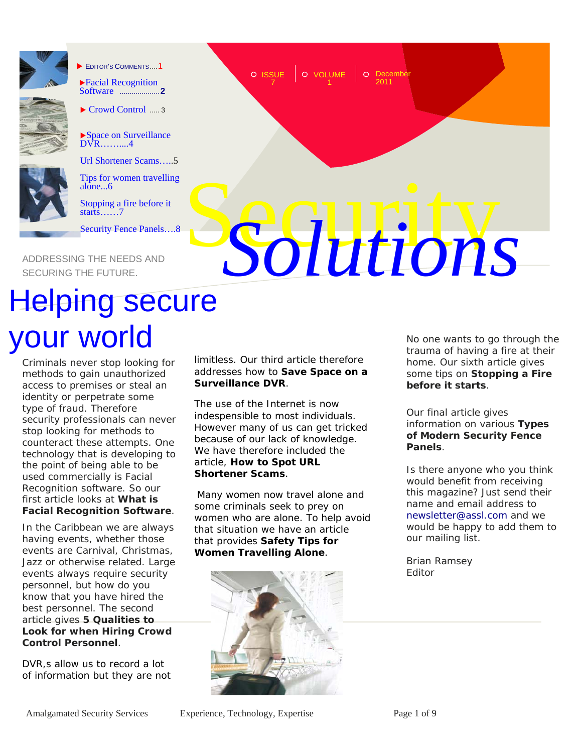- Editor's Comments....1
- Facial Recognition Software ....................2
- Crowd Control ..... 3
- Space on Surveillance DVR……...4
- Url Shortener Scams…..5
- Tips for women travelling alone...6
- Stopping a fire before it starts……7
- Security Fence Panels….8

ISSUE 7 | VOLUME 1 | December 2011

# Security *Solutions*

ADDRESSING THE NEEDS AND SECURING THE FUTURE.

# Helping secure your world

Criminals never stop looking for methods to gain unauthorized access to premises or steal an identity or perpetrate some type of fraud. Therefore security professionals can never stop looking for methods to counteract these attempts. One technology that is developing to the point of being able to be used commercially is Facial Recognition software. So our first article looks at **What is Facial Recognition Software**.

In the Caribbean we are always having events, whether those events are Carnival, Christmas, Jazz or otherwise related. Large events always require security personnel, but how do you know that you have hired the best personnel. The second article gives **5 Qualities to Look for when Hiring Crowd Control Personnel**.

DVR,s allow us to record a lot of information but they are not limitless. Our third article therefore addresses how to **Save Space on a Surveillance DVR**.

The use of the Internet is now indespensible to most individuals. However many of us can get tricked because of our lack of knowledge. We have therefore included the article, **How to Spot URL Shortener Scams**.

Many women now travel alone and some criminals seek to prey on women who are alone. To help avoid that situation we have an article that provides **Safety Tips for Women Travelling Alone**.

No one wants to go through the trauma of having a fire at their home. Our sixth article gives some tips on **Stopping a Fire before it starts**.

Our final article gives information on various **Types of Modern Security Fence Panels**.

Is there anyone who you think would benefit from receiving this magazine? Just send their name and email address to newsletter@assl.com and we would be happy to add them to our mailing list.

Brian Ramsey
Editor

Amalgamated Security Services    Experience, Technology, Expertise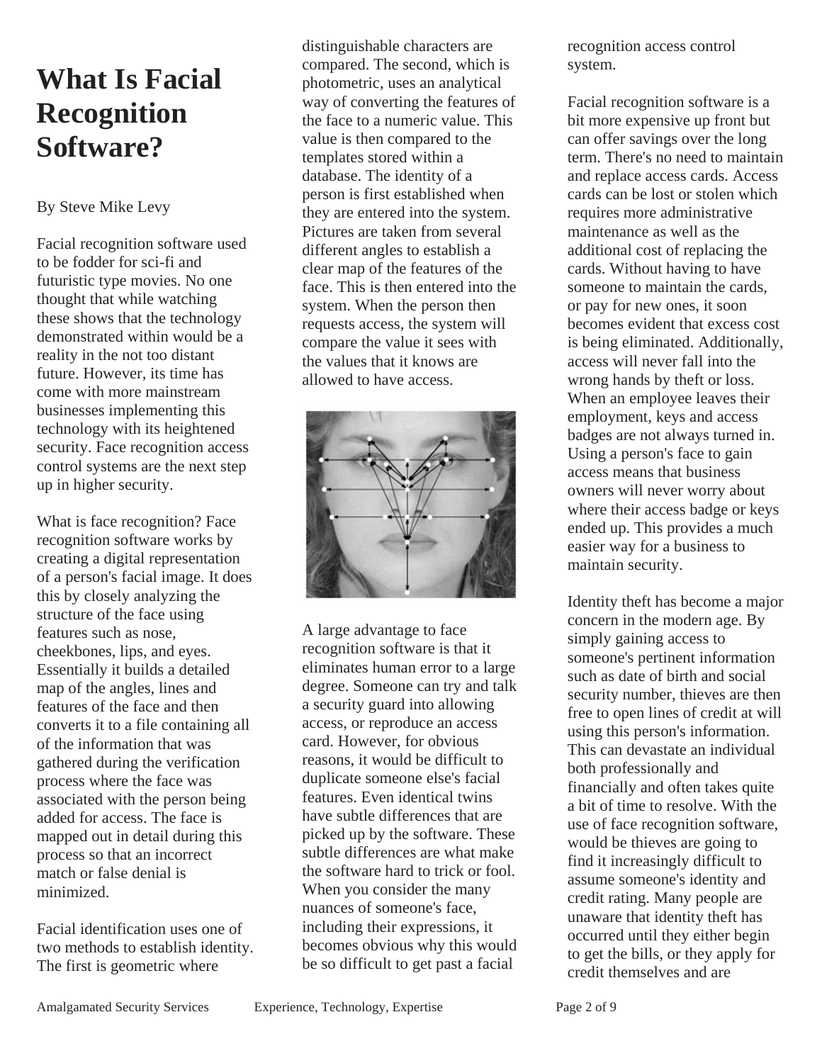# What Is Facial Recognition Software?

By Steve Mike Levy

Facial recognition software used to be fodder for sci-fi and futuristic type movies. No one thought that while watching these shows that the technology demonstrated within would be a reality in the not too distant future. However, its time has come with more mainstream businesses implementing this technology with its heightened security. Face recognition access control systems are the next step up in higher security.

What is face recognition? Face recognition software works by creating a digital representation of a person's facial image. It does this by closely analyzing the structure of the face using features such as nose, cheekbones, lips, and eyes. Essentially it builds a detailed map of the angles, lines and features of the face and then converts it to a file containing all of the information that was gathered during the verification process where the face was associated with the person being added for access. The face is mapped out in detail during this process so that an incorrect match or false denial is minimized.

Facial identification uses one of two methods to establish identity. The first is geometric where distinguishable characters are compared. The second, which is photometric, uses an analytical way of converting the features of the face to a numeric value. This value is then compared to the templates stored within a database. The identity of a person is first established when they are entered into the system. Pictures are taken from several different angles to establish a clear map of the features of the face. This is then entered into the system. When the person then requests access, the system will compare the value it sees with the values that it knows are allowed to have access.

A large advantage to face recognition software is that it eliminates human error to a large degree. Someone can try and talk a security guard into allowing access, or reproduce an access card. However, for obvious reasons, it would be difficult to duplicate someone else's facial features. Even identical twins have subtle differences that are picked up by the software. These subtle differences are what make the software hard to trick or fool. When you consider the many nuances of someone's face, including their expressions, it becomes obvious why this would be so difficult to get past a facial recognition access control system.

Facial recognition software is a bit more expensive up front but can offer savings over the long term. There's no need to maintain and replace access cards. Access cards can be lost or stolen which requires more administrative maintenance as well as the additional cost of replacing the cards. Without having to have someone to maintain the cards, or pay for new ones, it soon becomes evident that excess cost is being eliminated. Additionally, access will never fall into the wrong hands by theft or loss. When an employee leaves their employment, keys and access badges are not always turned in. Using a person's face to gain access means that business owners will never worry about where their access badge or keys ended up. This provides a much easier way for a business to maintain security.

Identity theft has become a major concern in the modern age. By simply gaining access to someone's pertinent information such as date of birth and social security number, thieves are then free to open lines of credit at will using this person's information. This can devastate an individual both professionally and financially and often takes quite a bit of time to resolve. With the use of face recognition software, would be thieves are going to find it increasingly difficult to assume someone's identity and credit rating. Many people are unaware that identity theft has occurred until they either begin to get the bills, or they apply for credit themselves and are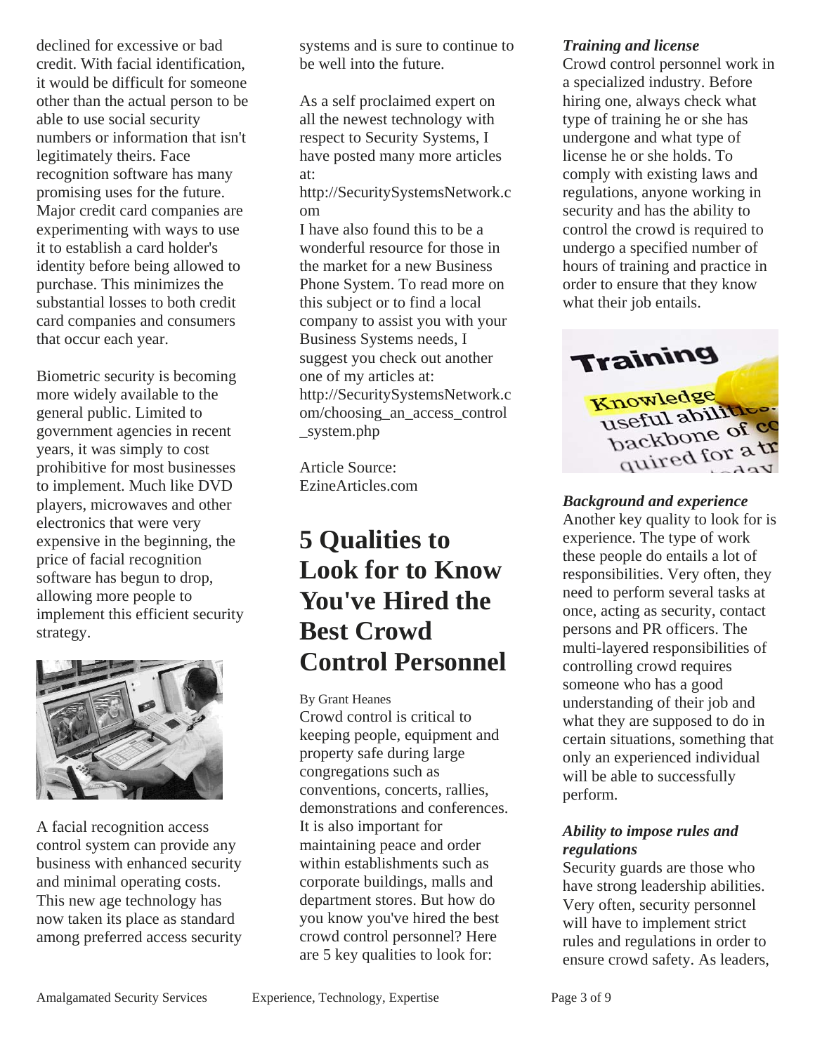declined for excessive or bad credit. With facial identification, it would be difficult for someone other than the actual person to be able to use social security numbers or information that isn't legitimately theirs. Face recognition software has many promising uses for the future. Major credit card companies are experimenting with ways to use it to establish a card holder's identity before being allowed to purchase. This minimizes the substantial losses to both credit card companies and consumers that occur each year.

Biometric security is becoming more widely available to the general public. Limited to government agencies in recent years, it was simply to cost prohibitive for most businesses to implement. Much like DVD players, microwaves and other electronics that were very expensive in the beginning, the price of facial recognition software has begun to drop, allowing more people to implement this efficient security strategy.

A facial recognition access control system can provide any business with enhanced security and minimal operating costs. This new age technology has now taken its place as standard among preferred access security systems and is sure to continue to be well into the future.

As a self proclaimed expert on all the newest technology with respect to Security Systems, I have posted many more articles at:
http://SecuritySystemsNetwork.com
I have also found this to be a wonderful resource for those in the market for a new Business Phone System. To read more on this subject or to find a local company to assist you with your Business Systems needs, I suggest you check out another one of my articles at:
http://SecuritySystemsNetwork.com/choosing_an_access_control_system.php

Article Source:
EzineArticles.com

# 5 Qualities to Look for to Know You've Hired the Best Crowd Control Personnel

By Grant Heanes

Crowd control is critical to keeping people, equipment and property safe during large congregations such as conventions, concerts, rallies, demonstrations and conferences. It is also important for maintaining peace and order within establishments such as corporate buildings, malls and department stores. But how do you know you've hired the best crowd control personnel? Here are 5 key qualities to look for:

***Training and license***

Crowd control personnel work in a specialized industry. Before hiring one, always check what type of training he or she has undergone and what type of license he or she holds. To comply with existing laws and regulations, anyone working in security and has the ability to control the crowd is required to undergo a specified number of hours of training and practice in order to ensure that they know what their job entails.

***Background and experience***

Another key quality to look for is experience. The type of work these people do entails a lot of responsibilities. Very often, they need to perform several tasks at once, acting as security, contact persons and PR officers. The multi-layered responsibilities of controlling crowd requires someone who has a good understanding of their job and what they are supposed to do in certain situations, something that only an experienced individual will be able to successfully perform.

***Ability to impose rules and regulations***

Security guards are those who have strong leadership abilities. Very often, security personnel will have to implement strict rules and regulations in order to ensure crowd safety. As leaders,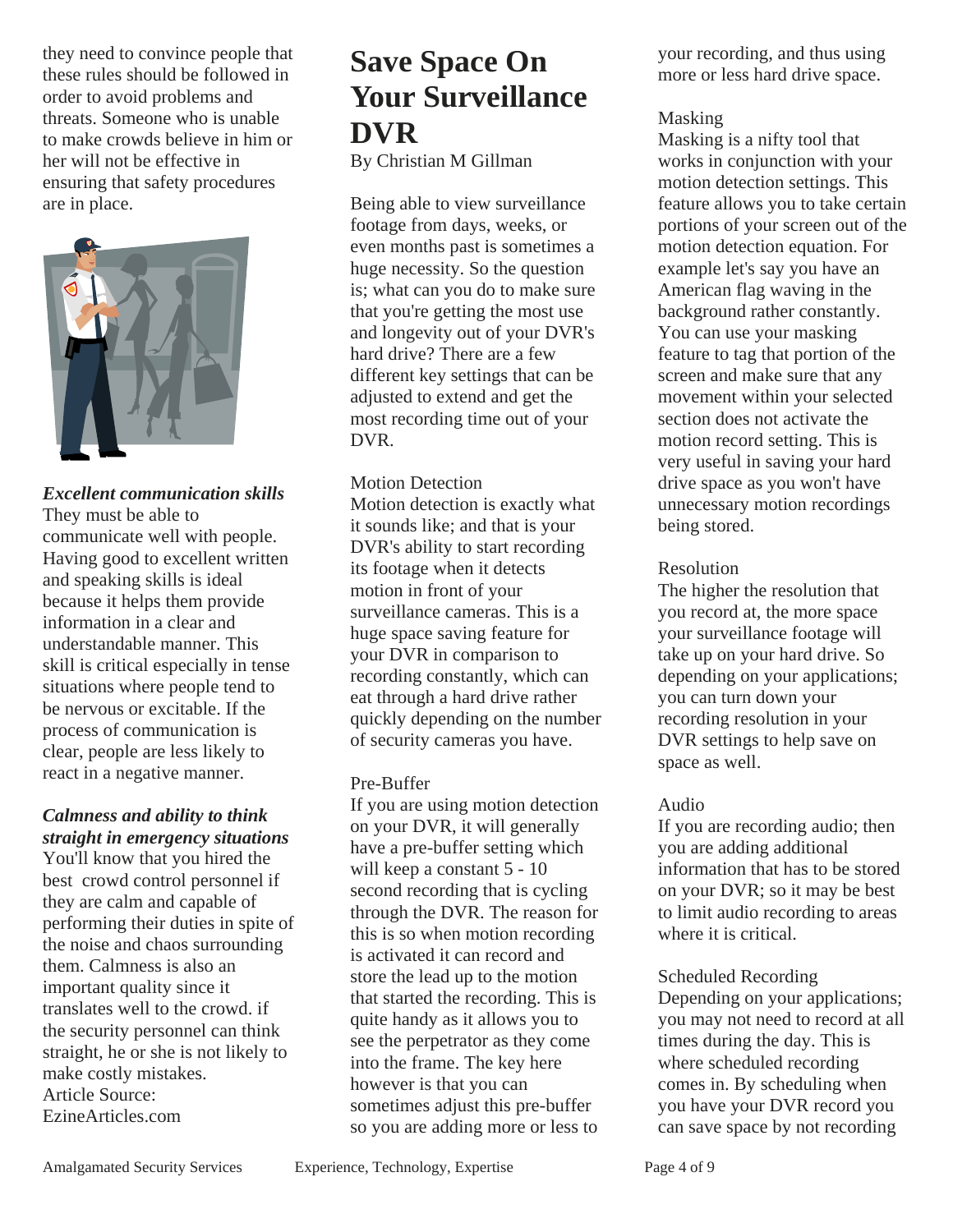they need to convince people that these rules should be followed in order to avoid problems and threats. Someone who is unable to make crowds believe in him or her will not be effective in ensuring that safety procedures are in place.

***Excellent communication skills***
They must be able to communicate well with people. Having good to excellent written and speaking skills is ideal because it helps them provide information in a clear and understandable manner. This skill is critical especially in tense situations where people tend to be nervous or excitable. If the process of communication is clear, people are less likely to react in a negative manner.

***Calmness and ability to think straight in emergency situations***
You'll know that you hired the best crowd control personnel if they are calm and capable of performing their duties in spite of the noise and chaos surrounding them. Calmness is also an important quality since it translates well to the crowd. if the security personnel can think straight, he or she is not likely to make costly mistakes.
Article Source: EzineArticles.com

# Save Space On Your Surveillance DVR

By Christian M Gillman

Being able to view surveillance footage from days, weeks, or even months past is sometimes a huge necessity. So the question is; what can you do to make sure that you're getting the most use and longevity out of your DVR's hard drive? There are a few different key settings that can be adjusted to extend and get the most recording time out of your DVR.

Motion Detection
Motion detection is exactly what it sounds like; and that is your DVR's ability to start recording its footage when it detects motion in front of your surveillance cameras. This is a huge space saving feature for your DVR in comparison to recording constantly, which can eat through a hard drive rather quickly depending on the number of security cameras you have.

Pre-Buffer
If you are using motion detection on your DVR, it will generally have a pre-buffer setting which will keep a constant 5 - 10 second recording that is cycling through the DVR. The reason for this is so when motion recording is activated it can record and store the lead up to the motion that started the recording. This is quite handy as it allows you to see the perpetrator as they come into the frame. The key here however is that you can sometimes adjust this pre-buffer so you are adding more or less to your recording, and thus using more or less hard drive space.

Masking
Masking is a nifty tool that works in conjunction with your motion detection settings. This feature allows you to take certain portions of your screen out of the motion detection equation. For example let's say you have an American flag waving in the background rather constantly. You can use your masking feature to tag that portion of the screen and make sure that any movement within your selected section does not activate the motion record setting. This is very useful in saving your hard drive space as you won't have unnecessary motion recordings being stored.

Resolution
The higher the resolution that you record at, the more space your surveillance footage will take up on your hard drive. So depending on your applications; you can turn down your recording resolution in your DVR settings to help save on space as well.

Audio
If you are recording audio; then you are adding additional information that has to be stored on your DVR; so it may be best to limit audio recording to areas where it is critical.

Scheduled Recording
Depending on your applications; you may not need to record at all times during the day. This is where scheduled recording comes in. By scheduling when you have your DVR record you can save space by not recording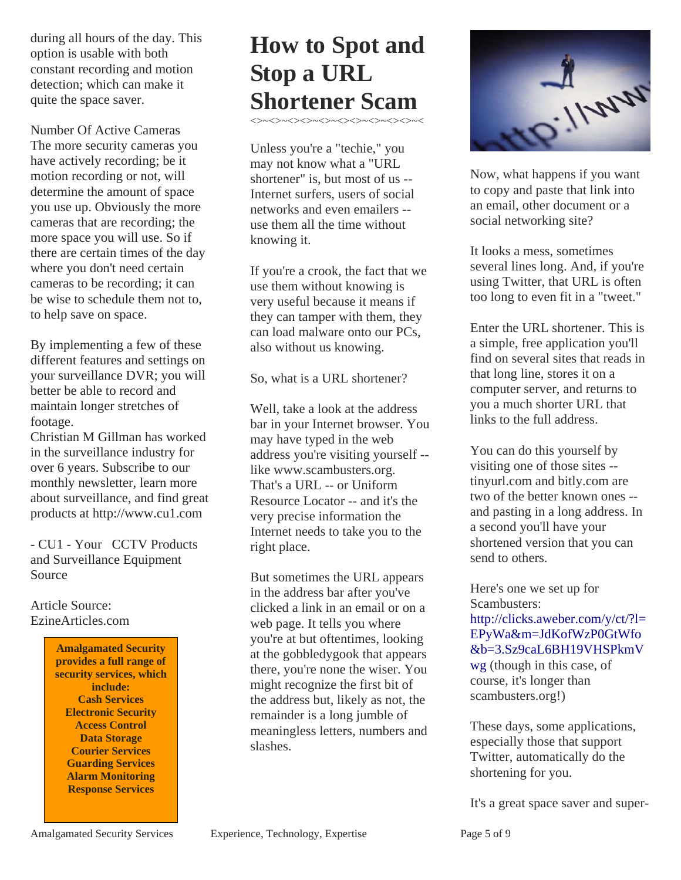during all hours of the day. This option is usable with both constant recording and motion detection; which can make it quite the space saver.

Number Of Active Cameras
The more security cameras you have actively recording; be it motion recording or not, will determine the amount of space you use up. Obviously the more cameras that are recording; the more space you will use. So if there are certain times of the day where you don't need certain cameras to be recording; it can be wise to schedule them not to, to help save on space.

By implementing a few of these different features and settings on your surveillance DVR; you will better be able to record and maintain longer stretches of footage.
Christian M Gillman has worked in the surveillance industry for over 6 years. Subscribe to our monthly newsletter, learn more about surveillance, and find great products at http://www.cu1.com

- CU1 - Your CCTV Products and Surveillance Equipment Source

Article Source: EzineArticles.com

**Amalgamated Security provides a full range of security services, which include:**
**Cash Services**
**Electronic Security**
**Access Control**
**Data Storage**
**Courier Services**
**Guarding Services**
**Alarm Monitoring**
**Response Services**

# How to Spot and Stop a URL Shortener Scam

<>~<>~<><>~<>~<><>~<>~<><>~<

Unless you're a "techie," you may not know what a "URL shortener" is, but most of us -- Internet surfers, users of social networks and even emailers -- use them all the time without knowing it.

If you're a crook, the fact that we use them without knowing is very useful because it means if they can tamper with them, they can load malware onto our PCs, also without us knowing.

So, what is a URL shortener?

Well, take a look at the address bar in your Internet browser. You may have typed in the web address you're visiting yourself -- like www.scambusters.org. That's a URL -- or Uniform Resource Locator -- and it's the very precise information the Internet needs to take you to the right place.

But sometimes the URL appears in the address bar after you've clicked a link in an email or on a web page. It tells you where you're at but oftentimes, looking at the gobbledygook that appears there, you're none the wiser. You might recognize the first bit of the address but, likely as not, the remainder is a long jumble of meaningless letters, numbers and slashes.

Now, what happens if you want to copy and paste that link into an email, other document or a social networking site?

It looks a mess, sometimes several lines long. And, if you're using Twitter, that URL is often too long to even fit in a "tweet."

Enter the URL shortener. This is a simple, free application you'll find on several sites that reads in that long line, stores it on a computer server, and returns to you a much shorter URL that links to the full address.

You can do this yourself by visiting one of those sites -- tinyurl.com and bitly.com are two of the better known ones -- and pasting in a long address. In a second you'll have your shortened version that you can send to others.

Here's one we set up for Scambusters: http://clicks.aweber.com/y/ct/?l=EPyWa&m=JdKofWzP0GtWfo&b=3.Sz9caL6BH19VHSPkmVwg (though in this case, of course, it's longer than scambusters.org!)

These days, some applications, especially those that support Twitter, automatically do the shortening for you.

It's a great space saver and super-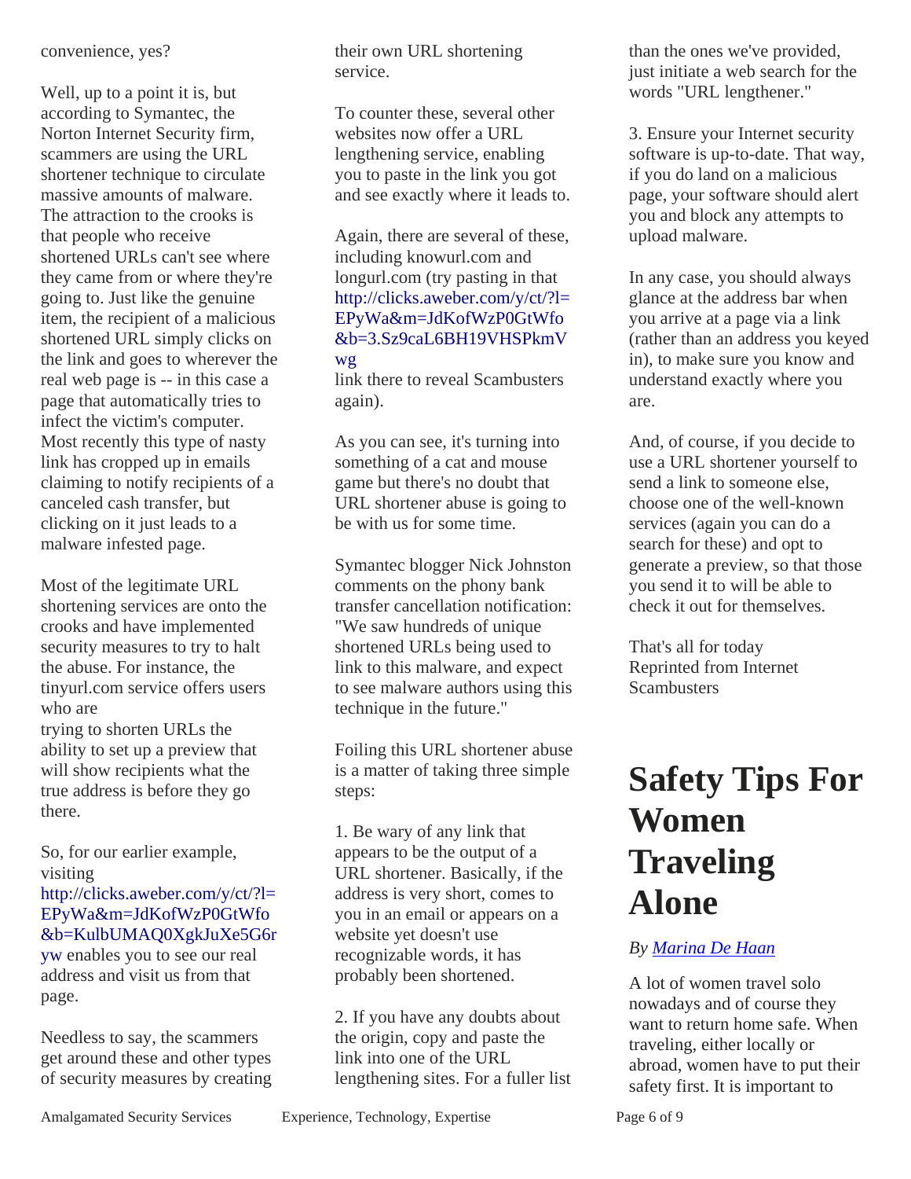convenience, yes?

Well, up to a point it is, but according to Symantec, the Norton Internet Security firm, scammers are using the URL shortener technique to circulate massive amounts of malware. The attraction to the crooks is that people who receive shortened URLs can't see where they came from or where they're going to. Just like the genuine item, the recipient of a malicious shortened URL simply clicks on the link and goes to wherever the real web page is -- in this case a page that automatically tries to infect the victim's computer. Most recently this type of nasty link has cropped up in emails claiming to notify recipients of a canceled cash transfer, but clicking on it just leads to a malware infested page.

Most of the legitimate URL shortening services are onto the crooks and have implemented security measures to try to halt the abuse. For instance, the tinyurl.com service offers users who are trying to shorten URLs the ability to set up a preview that will show recipients what the true address is before they go there.

So, for our earlier example, visiting http://clicks.aweber.com/y/ct/?l=EPyWa&m=JdKofWzP0GtWfo&b=KulbUMAQ0XgkJuXe5G6ryw enables you to see our real address and visit us from that page.

Needless to say, the scammers get around these and other types of security measures by creating their own URL shortening service.

To counter these, several other websites now offer a URL lengthening service, enabling you to paste in the link you got and see exactly where it leads to.

Again, there are several of these, including knowurl.com and longurl.com (try pasting in that http://clicks.aweber.com/y/ct/?l=EPyWa&m=JdKofWzP0GtWfo&b=3.Sz9caL6BH19VHSPkmVwg link there to reveal Scambusters again).

As you can see, it's turning into something of a cat and mouse game but there's no doubt that URL shortener abuse is going to be with us for some time.

Symantec blogger Nick Johnston comments on the phony bank transfer cancellation notification: "We saw hundreds of unique shortened URLs being used to link to this malware, and expect to see malware authors using this technique in the future."

Foiling this URL shortener abuse is a matter of taking three simple steps:

1. Be wary of any link that appears to be the output of a URL shortener. Basically, if the address is very short, comes to you in an email or appears on a website yet doesn't use recognizable words, it has probably been shortened.

2. If you have any doubts about the origin, copy and paste the link into one of the URL lengthening sites. For a fuller list than the ones we've provided, just initiate a web search for the words "URL lengthener."

3. Ensure your Internet security software is up-to-date. That way, if you do land on a malicious page, your software should alert you and block any attempts to upload malware.

In any case, you should always glance at the address bar when you arrive at a page via a link (rather than an address you keyed in), to make sure you know and understand exactly where you are.

And, of course, if you decide to use a URL shortener yourself to send a link to someone else, choose one of the well-known services (again you can do a search for these) and opt to generate a preview, so that those you send it to will be able to check it out for themselves.

That's all for today
Reprinted from Internet Scambusters

# Safety Tips For Women Traveling Alone

*By Marina De Haan*

A lot of women travel solo nowadays and of course they want to return home safe. When traveling, either locally or abroad, women have to put their safety first. It is important to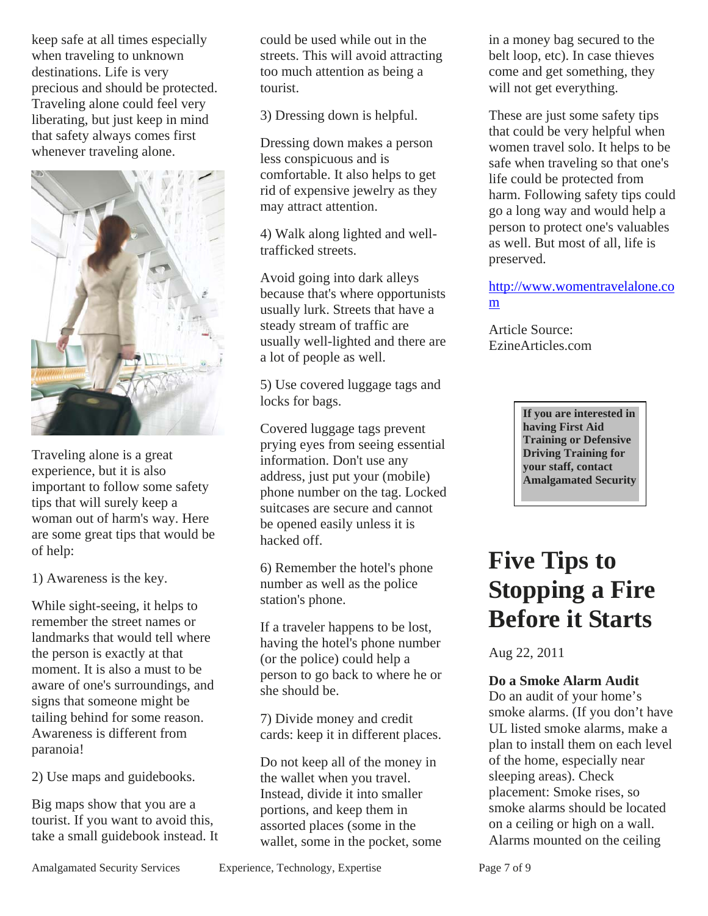keep safe at all times especially when traveling to unknown destinations. Life is very precious and should be protected. Traveling alone could feel very liberating, but just keep in mind that safety always comes first whenever traveling alone.

Traveling alone is a great experience, but it is also important to follow some safety tips that will surely keep a woman out of harm's way. Here are some great tips that would be of help:

1) Awareness is the key.

While sight-seeing, it helps to remember the street names or landmarks that would tell where the person is exactly at that moment. It is also a must to be aware of one's surroundings, and signs that someone might be tailing behind for some reason. Awareness is different from paranoia!

2) Use maps and guidebooks.

Big maps show that you are a tourist. If you want to avoid this, take a small guidebook instead. It could be used while out in the streets. This will avoid attracting too much attention as being a tourist.

3) Dressing down is helpful.

Dressing down makes a person less conspicuous and is comfortable. It also helps to get rid of expensive jewelry as they may attract attention.

4) Walk along lighted and well-trafficked streets.

Avoid going into dark alleys because that's where opportunists usually lurk. Streets that have a steady stream of traffic are usually well-lighted and there are a lot of people as well.

5) Use covered luggage tags and locks for bags.

Covered luggage tags prevent prying eyes from seeing essential information. Don't use any address, just put your (mobile) phone number on the tag. Locked suitcases are secure and cannot be opened easily unless it is hacked off.

6) Remember the hotel's phone number as well as the police station's phone.

If a traveler happens to be lost, having the hotel's phone number (or the police) could help a person to go back to where he or she should be.

7) Divide money and credit cards: keep it in different places.

Do not keep all of the money in the wallet when you travel. Instead, divide it into smaller portions, and keep them in assorted places (some in the wallet, some in the pocket, some in a money bag secured to the belt loop, etc). In case thieves come and get something, they will not get everything.

These are just some safety tips that could be very helpful when women travel solo. It helps to be safe when traveling so that one's life could be protected from harm. Following safety tips could go a long way and would help a person to protect one's valuables as well. But most of all, life is preserved.

http://www.womentravelalone.com

Article Source: EzineArticles.com

**If you are interested in having First Aid Training or Defensive Driving Training for your staff, contact Amalgamated Security**

# Five Tips to Stopping a Fire Before it Starts

Aug 22, 2011

**Do a Smoke Alarm Audit**
Do an audit of your home's smoke alarms. (If you don't have UL listed smoke alarms, make a plan to install them on each level of the home, especially near sleeping areas). Check placement: Smoke rises, so smoke alarms should be located on a ceiling or high on a wall. Alarms mounted on the ceiling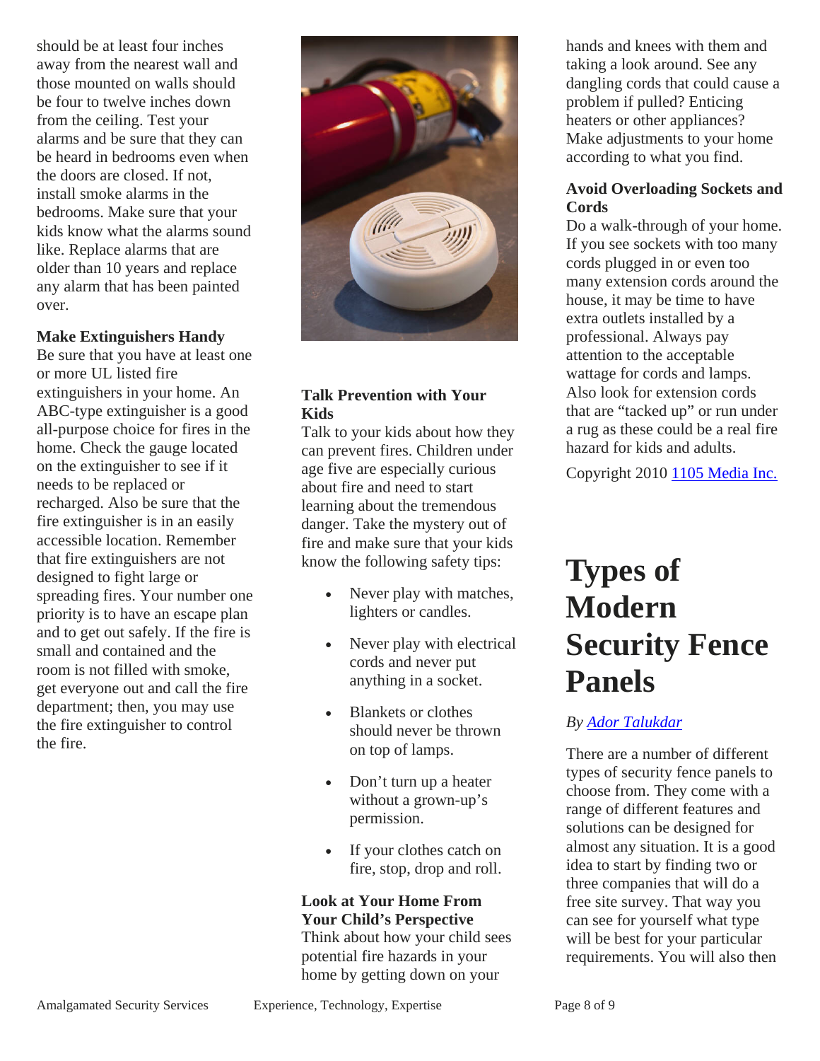should be at least four inches away from the nearest wall and those mounted on walls should be four to twelve inches down from the ceiling. Test your alarms and be sure that they can be heard in bedrooms even when the doors are closed. If not, install smoke alarms in the bedrooms. Make sure that your kids know what the alarms sound like. Replace alarms that are older than 10 years and replace any alarm that has been painted over.

**Make Extinguishers Handy**
Be sure that you have at least one or more UL listed fire extinguishers in your home. An ABC-type extinguisher is a good all-purpose choice for fires in the home. Check the gauge located on the extinguisher to see if it needs to be replaced or recharged. Also be sure that the fire extinguisher is in an easily accessible location. Remember that fire extinguishers are not designed to fight large or spreading fires. Your number one priority is to have an escape plan and to get out safely. If the fire is small and contained and the room is not filled with smoke, get everyone out and call the fire department; then, you may use the fire extinguisher to control the fire.

**Talk Prevention with Your Kids**
Talk to your kids about how they can prevent fires. Children under age five are especially curious about fire and need to start learning about the tremendous danger. Take the mystery out of fire and make sure that your kids know the following safety tips:

- Never play with matches, lighters or candles.
- Never play with electrical cords and never put anything in a socket.
- Blankets or clothes should never be thrown on top of lamps.
- Don't turn up a heater without a grown-up's permission.
- If your clothes catch on fire, stop, drop and roll.

**Look at Your Home From Your Child's Perspective**
Think about how your child sees potential fire hazards in your home by getting down on your hands and knees with them and taking a look around. See any dangling cords that could cause a problem if pulled? Enticing heaters or other appliances? Make adjustments to your home according to what you find.

**Avoid Overloading Sockets and Cords**
Do a walk-through of your home. If you see sockets with too many cords plugged in or even too many extension cords around the house, it may be time to have extra outlets installed by a professional. Always pay attention to the acceptable wattage for cords and lamps. Also look for extension cords that are "tacked up" or run under a rug as these could be a real fire hazard for kids and adults.

Copyright 2010 1105 Media Inc.

# Types of Modern Security Fence Panels

*By Ador Talukdar*

There are a number of different types of security fence panels to choose from. They come with a range of different features and solutions can be designed for almost any situation. It is a good idea to start by finding two or three companies that will do a free site survey. That way you can see for yourself what type will be best for your particular requirements. You will also then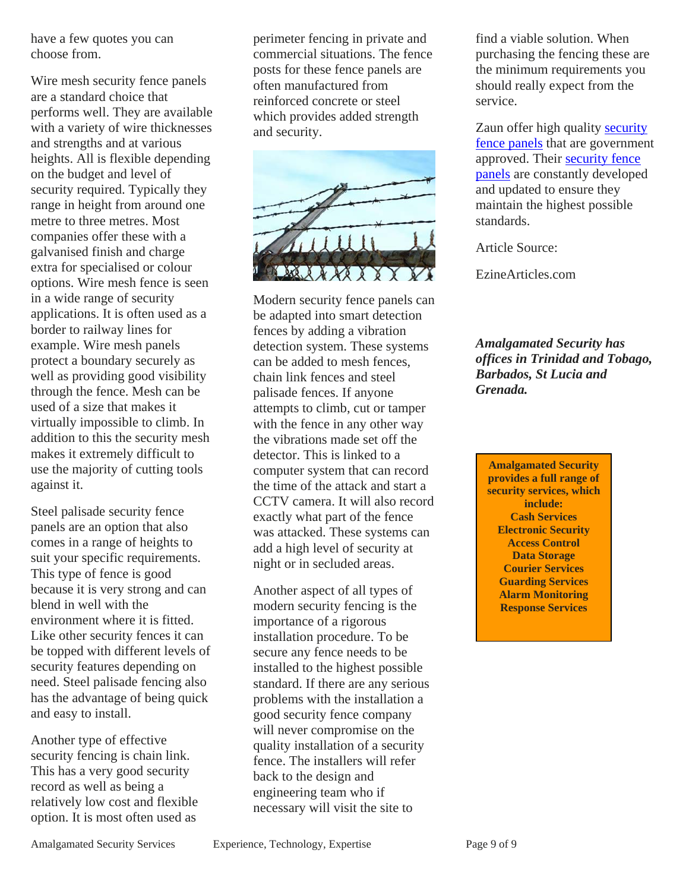have a few quotes you can choose from.

Wire mesh security fence panels are a standard choice that performs well. They are available with a variety of wire thicknesses and strengths and at various heights. All is flexible depending on the budget and level of security required. Typically they range in height from around one metre to three metres. Most companies offer these with a galvanised finish and charge extra for specialised or colour options. Wire mesh fence is seen in a wide range of security applications. It is often used as a border to railway lines for example. Wire mesh panels protect a boundary securely as well as providing good visibility through the fence. Mesh can be used of a size that makes it virtually impossible to climb. In addition to this the security mesh makes it extremely difficult to use the majority of cutting tools against it.

Steel palisade security fence panels are an option that also comes in a range of heights to suit your specific requirements. This type of fence is good because it is very strong and can blend in well with the environment where it is fitted. Like other security fences it can be topped with different levels of security features depending on need. Steel palisade fencing also has the advantage of being quick and easy to install.

Another type of effective security fencing is chain link. This has a very good security record as well as being a relatively low cost and flexible option. It is most often used as perimeter fencing in private and commercial situations. The fence posts for these fence panels are often manufactured from reinforced concrete or steel which provides added strength and security.

Modern security fence panels can be adapted into smart detection fences by adding a vibration detection system. These systems can be added to mesh fences, chain link fences and steel palisade fences. If anyone attempts to climb, cut or tamper with the fence in any other way the vibrations made set off the detector. This is linked to a computer system that can record the time of the attack and start a CCTV camera. It will also record exactly what part of the fence was attacked. These systems can add a high level of security at night or in secluded areas.

Another aspect of all types of modern security fencing is the importance of a rigorous installation procedure. To be secure any fence needs to be installed to the highest possible standard. If there are any serious problems with the installation a good security fence company will never compromise on the quality installation of a security fence. The installers will refer back to the design and engineering team who if necessary will visit the site to find a viable solution. When purchasing the fencing these are the minimum requirements you should really expect from the service.

Zaun offer high quality security fence panels that are government approved. Their security fence panels are constantly developed and updated to ensure they maintain the highest possible standards.

Article Source:

EzineArticles.com

***Amalgamated Security has offices in Trinidad and Tobago, Barbados, St Lucia and Grenada.***

**Amalgamated Security provides a full range of security services, which include:**
**Cash Services**
**Electronic Security**
**Access Control**
**Data Storage**
**Courier Services**
**Guarding Services**
**Alarm Monitoring**
**Response Services**